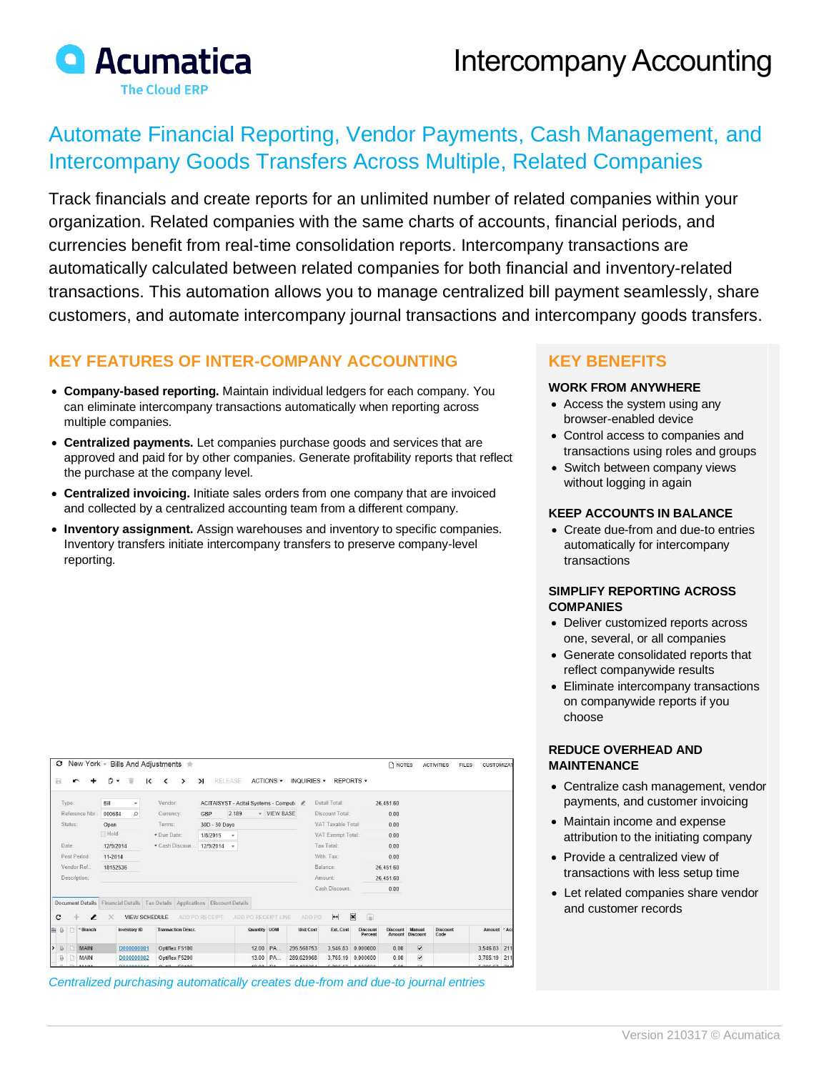# Acumatica

The Cloud ERP

# Intercompany Accounting

## Automate Financial Reporting, Vendor Payments, Cash Management, and Intercompany Goods Transfers Across Multiple, Related Companies

Track financials and create reports for an unlimited number of related companies within your organization. Related companies with the same charts of accounts, financial periods, and currencies benefit from real-time consolidation reports. Intercompany transactions are automatically calculated between related companies for both financial and inventory-related transactions. This automation allows you to manage centralized bill payment seamlessly, share customers, and automate intercompany journal transactions and intercompany goods transfers.

## KEY FEATURES OF INTER-COMPANY ACCOUNTING

- **Company-based reporting.** Maintain individual ledgers for each company. You can eliminate intercompany transactions automatically when reporting across multiple companies.
- **Centralized payments.** Let companies purchase goods and services that are approved and paid for by other companies. Generate profitability reports that reflect the purchase at the company level.
- **Centralized invoicing.** Initiate sales orders from one company that are invoiced and collected by a centralized accounting team from a different company.
- **Inventory assignment.** Assign warehouses and inventory to specific companies. Inventory transfers initiate intercompany transfers to preserve company-level reporting.

*Centralized purchasing automatically creates due-from and due-to journal entries*

## KEY BENEFITS

### WORK FROM ANYWHERE

- Access the system using any browser-enabled device
- Control access to companies and transactions using roles and groups
- Switch between company views without logging in again

### KEEP ACCOUNTS IN BALANCE

- Create due-from and due-to entries automatically for intercompany transactions

### SIMPLIFY REPORTING ACROSS COMPANIES

- Deliver customized reports across one, several, or all companies
- Generate consolidated reports that reflect companywide results
- Eliminate intercompany transactions on companywide reports if you choose

### REDUCE OVERHEAD AND MAINTENANCE

- Centralize cash management, vendor payments, and customer invoicing
- Maintain income and expense attribution to the initiating company
- Provide a centralized view of transactions with less setup time
- Let related companies share vendor and customer records

Version 210317 © Acumatica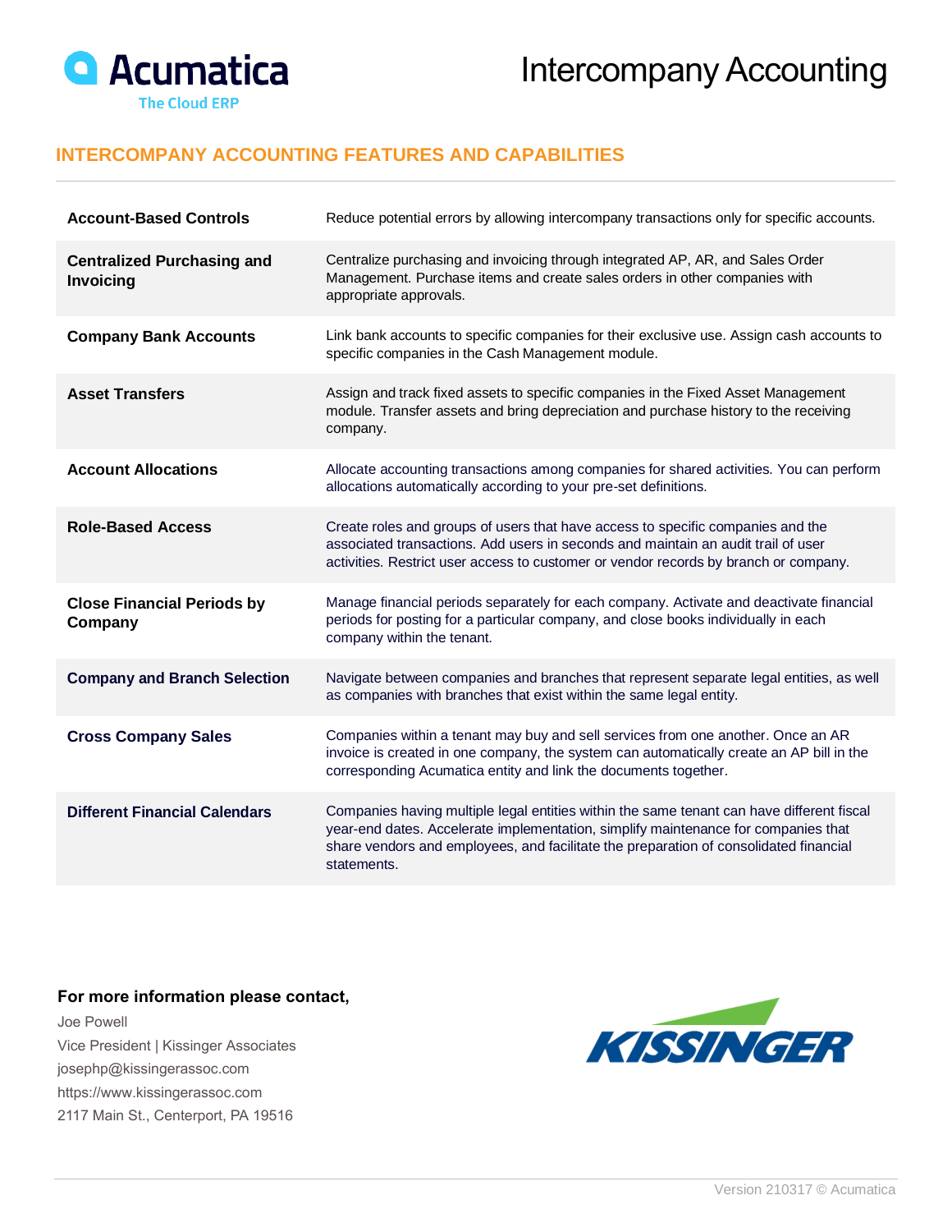# Intercompany Accounting

## INTERCOMPANY ACCOUNTING FEATURES AND CAPABILITIES

| | |
|---|---|
| **Account-Based Controls** | Reduce potential errors by allowing intercompany transactions only for specific accounts. |
| **Centralized Purchasing and Invoicing** | Centralize purchasing and invoicing through integrated AP, AR, and Sales Order Management. Purchase items and create sales orders in other companies with appropriate approvals. |
| **Company Bank Accounts** | Link bank accounts to specific companies for their exclusive use. Assign cash accounts to specific companies in the Cash Management module. |
| **Asset Transfers** | Assign and track fixed assets to specific companies in the Fixed Asset Management module. Transfer assets and bring depreciation and purchase history to the receiving company. |
| **Account Allocations** | Allocate accounting transactions among companies for shared activities. You can perform allocations automatically according to your pre-set definitions. |
| **Role-Based Access** | Create roles and groups of users that have access to specific companies and the associated transactions. Add users in seconds and maintain an audit trail of user activities. Restrict user access to customer or vendor records by branch or company. |
| **Close Financial Periods by Company** | Manage financial periods separately for each company. Activate and deactivate financial periods for posting for a particular company, and close books individually in each company within the tenant. |
| **Company and Branch Selection** | Navigate between companies and branches that represent separate legal entities, as well as companies with branches that exist within the same legal entity. |
| **Cross Company Sales** | Companies within a tenant may buy and sell services from one another. Once an AR invoice is created in one company, the system can automatically create an AP bill in the corresponding Acumatica entity and link the documents together. |
| **Different Financial Calendars** | Companies having multiple legal entities within the same tenant can have different fiscal year-end dates. Accelerate implementation, simplify maintenance for companies that share vendors and employees, and facilitate the preparation of consolidated financial statements. |

**For more information please contact,**

Joe Powell
Vice President | Kissinger Associates
josephp@kissingerassoc.com
https://www.kissingerassoc.com
2117 Main St., Centerport, PA 19516

Version 210317 © Acumatica